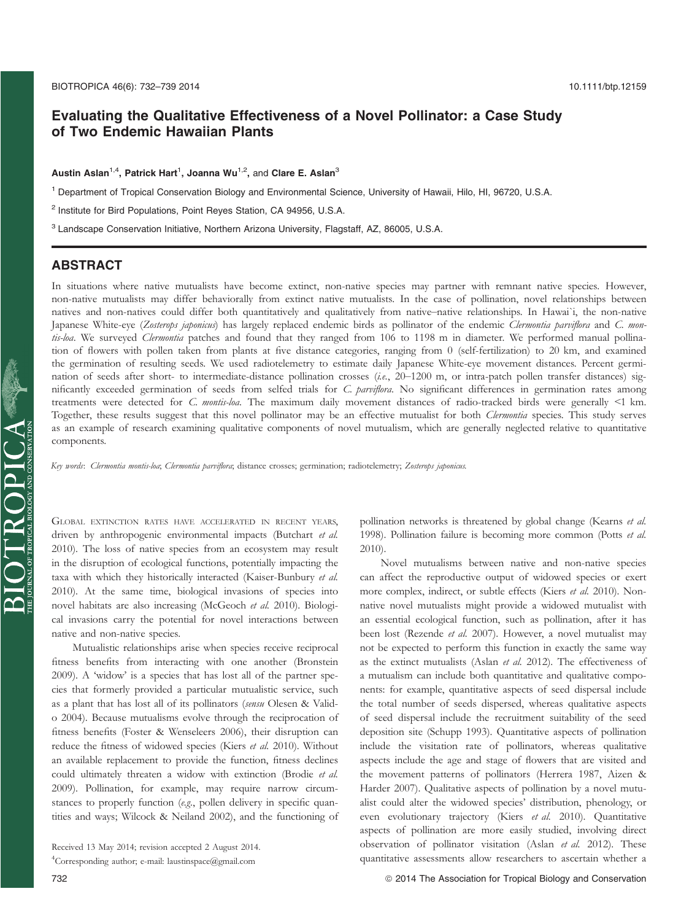# Evaluating the Qualitative Effectiveness of a Novel Pollinator: a Case Study of Two Endemic Hawaiian Plants

**Austin Aslan**[1,4], **Patrick Hart**[1], **Joanna Wu**[1,2], and **Clare E. Aslan**[3]

[1] Department of Tropical Conservation Biology and Environmental Science, University of Hawaii, Hilo, HI, 96720, U.S.A.

[2] Institute for Bird Populations, Point Reyes Station, CA 94956, U.S.A.

[3] Landscape Conservation Initiative, Northern Arizona University, Flagstaff, AZ, 86005, U.S.A.

## ABSTRACT

In situations where native mutualists have become extinct, non-native species may partner with remnant native species. However, non-native mutualists may differ behaviorally from extinct native mutualists. In the case of pollination, novel relationships between natives and non-natives could differ both quantitatively and qualitatively from native–native relationships. In Hawai`i, the non-native Japanese White-eye (*Zosterops japonicus*) has largely replaced endemic birds as pollinator of the endemic *Clermontia parviflora* and *C. montis-loa*. We surveyed *Clermontia* patches and found that they ranged from 106 to 1198 m in diameter. We performed manual pollination of flowers with pollen taken from plants at five distance categories, ranging from 0 (self-fertilization) to 20 km, and examined the germination of resulting seeds. We used radiotelemetry to estimate daily Japanese White-eye movement distances. Percent germination of seeds after short- to intermediate-distance pollination crosses (*i.e.*, 20–1200 m, or intra-patch pollen transfer distances) significantly exceeded germination of seeds from selfed trials for *C. parviflora*. No significant differences in germination rates among treatments were detected for *C. montis-loa*. The maximum daily movement distances of radio-tracked birds were generally <1 km. Together, these results suggest that this novel pollinator may be an effective mutualist for both *Clermontia* species. This study serves as an example of research examining qualitative components of novel mutualism, which are generally neglected relative to quantitative components.

*Key words*: *Clermontia montis-loa*; *Clermontia parviflora*; distance crosses; germination; radiotelemetry; *Zosterops japonicus*.

GLOBAL EXTINCTION RATES HAVE ACCELERATED IN RECENT YEARS, driven by anthropogenic environmental impacts (Butchart *et al.* 2010). The loss of native species from an ecosystem may result in the disruption of ecological functions, potentially impacting the taxa with which they historically interacted (Kaiser-Bunbury *et al.* 2010). At the same time, biological invasions of species into novel habitats are also increasing (McGeoch *et al.* 2010). Biological invasions carry the potential for novel interactions between native and non-native species.

Mutualistic relationships arise when species receive reciprocal fitness benefits from interacting with one another (Bronstein 2009). A 'widow' is a species that has lost all of the partner species that formerly provided a particular mutualistic service, such as a plant that has lost all of its pollinators (*sensu* Olesen & Valido 2004). Because mutualisms evolve through the reciprocation of fitness benefits (Foster & Wenseleers 2006), their disruption can reduce the fitness of widowed species (Kiers *et al.* 2010). Without an available replacement to provide the function, fitness declines could ultimately threaten a widow with extinction (Brodie *et al.* 2009). Pollination, for example, may require narrow circumstances to properly function (*e.g.*, pollen delivery in specific quantities and ways; Wilcock & Neiland 2002), and the functioning of pollination networks is threatened by global change (Kearns *et al.* 1998). Pollination failure is becoming more common (Potts *et al.* 2010).

Novel mutualisms between native and non-native species can affect the reproductive output of widowed species or exert more complex, indirect, or subtle effects (Kiers *et al.* 2010). Non-native novel mutualists might provide a widowed mutualist with an essential ecological function, such as pollination, after it has been lost (Rezende *et al.* 2007). However, a novel mutualist may not be expected to perform this function in exactly the same way as the extinct mutualists (Aslan *et al.* 2012). The effectiveness of a mutualism can include both quantitative and qualitative components: for example, quantitative aspects of seed dispersal include the total number of seeds dispersed, whereas qualitative aspects of seed dispersal include the recruitment suitability of the seed deposition site (Schupp 1993). Quantitative aspects of pollination include the visitation rate of pollinators, whereas qualitative aspects include the age and stage of flowers that are visited and the movement patterns of pollinators (Herrera 1987, Aizen & Harder 2007). Qualitative aspects of pollination by a novel mutualist could alter the widowed species' distribution, phenology, or even evolutionary trajectory (Kiers *et al.* 2010). Quantitative aspects of pollination are more easily studied, involving direct observation of pollinator visitation (Aslan *et al.* 2012). These quantitative assessments allow researchers to ascertain whether a

Received 13 May 2014; revision accepted 2 August 2014.

[4]Corresponding author; e-mail: laustinspace@gmail.com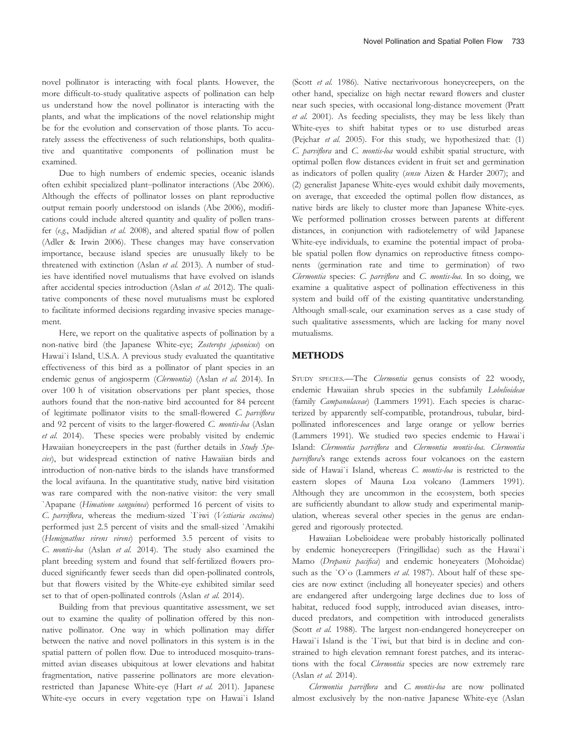novel pollinator is interacting with focal plants. However, the more difficult-to-study qualitative aspects of pollination can help us understand how the novel pollinator is interacting with the plants, and what the implications of the novel relationship might be for the evolution and conservation of those plants. To accurately assess the effectiveness of such relationships, both qualitative and quantitative components of pollination must be examined.

Due to high numbers of endemic species, oceanic islands often exhibit specialized plant–pollinator interactions (Abe 2006). Although the effects of pollinator losses on plant reproductive output remain poorly understood on islands (Abe 2006), modifications could include altered quantity and quality of pollen transfer (*e.g.*, Madjidian *et al.* 2008), and altered spatial flow of pollen (Adler & Irwin 2006). These changes may have conservation importance, because island species are unusually likely to be threatened with extinction (Aslan *et al.* 2013). A number of studies have identified novel mutualisms that have evolved on islands after accidental species introduction (Aslan *et al.* 2012). The qualitative components of these novel mutualisms must be explored to facilitate informed decisions regarding invasive species management.

Here, we report on the qualitative aspects of pollination by a non-native bird (the Japanese White-eye; *Zosterops japonicus*) on Hawai`i Island, U.S.A. A previous study evaluated the quantitative effectiveness of this bird as a pollinator of plant species in an endemic genus of angiosperm (*Clermontia*) (Aslan *et al.* 2014). In over 100 h of visitation observations per plant species, those authors found that the non-native bird accounted for 84 percent of legitimate pollinator visits to the small-flowered *C. parviflora* and 92 percent of visits to the larger-flowered *C. montis-loa* (Aslan *et al.* 2014). These species were probably visited by endemic Hawaiian honeycreepers in the past (further details in *Study Species*), but widespread extinction of native Hawaiian birds and introduction of non-native birds to the islands have transformed the local avifauna. In the quantitative study, native bird visitation was rare compared with the non-native visitor: the very small `Apapane (*Himatione sanguinea*) performed 16 percent of visits to *C. parviflora*, whereas the medium-sized `I`iwi (*Vestiaria coccinea*) performed just 2.5 percent of visits and the small-sized `Amakihi (*Hemignathus virens virens*) performed 3.5 percent of visits to *C. montis-loa* (Aslan *et al.* 2014). The study also examined the plant breeding system and found that self-fertilized flowers produced significantly fewer seeds than did open-pollinated controls, but that flowers visited by the White-eye exhibited similar seed set to that of open-pollinated controls (Aslan *et al.* 2014).

Building from that previous quantitative assessment, we set out to examine the quality of pollination offered by this non-native pollinator. One way in which pollination may differ between the native and novel pollinators in this system is in the spatial pattern of pollen flow. Due to introduced mosquito-transmitted avian diseases ubiquitous at lower elevations and habitat fragmentation, native passerine pollinators are more elevation-restricted than Japanese White-eye (Hart *et al.* 2011). Japanese White-eye occurs in every vegetation type on Hawai`i Island (Scott *et al.* 1986). Native nectarivorous honeycreepers, on the other hand, specialize on high nectar reward flowers and cluster near such species, with occasional long-distance movement (Pratt *et al.* 2001). As feeding specialists, they may be less likely than White-eyes to shift habitat types or to use disturbed areas (Pejchar *et al.* 2005). For this study, we hypothesized that: (1) *C. parviflora* and *C. montis-loa* would exhibit spatial structure, with optimal pollen flow distances evident in fruit set and germination as indicators of pollen quality (*sensu* Aizen & Harder 2007); and (2) generalist Japanese White-eyes would exhibit daily movements, on average, that exceeded the optimal pollen flow distances, as native birds are likely to cluster more than Japanese White-eyes. We performed pollination crosses between parents at different distances, in conjunction with radiotelemetry of wild Japanese White-eye individuals, to examine the potential impact of probable spatial pollen flow dynamics on reproductive fitness components (germination rate and time to germination) of two *Clermontia* species: *C. parviflora* and *C. montis-loa*. In so doing, we examine a qualitative aspect of pollination effectiveness in this system and build off of the existing quantitative understanding. Although small-scale, our examination serves as a case study of such qualitative assessments, which are lacking for many novel mutualisms.

## METHODS

STUDY SPECIES.—The *Clermontia* genus consists of 22 woody, endemic Hawaiian shrub species in the subfamily *Lobelioideae* (family *Campanulaceae*) (Lammers 1991). Each species is characterized by apparently self-compatible, protandrous, tubular, bird-pollinated inflorescences and large orange or yellow berries (Lammers 1991). We studied two species endemic to Hawai`i Island: *Clermontia parviflora* and *Clermontia montis-loa*. *Clermontia parviflora*'s range extends across four volcanoes on the eastern side of Hawai`i Island, whereas *C. montis-loa* is restricted to the eastern slopes of Mauna Loa volcano (Lammers 1991). Although they are uncommon in the ecosystem, both species are sufficiently abundant to allow study and experimental manipulation, whereas several other species in the genus are endangered and rigorously protected.

Hawaiian Lobelioideae were probably historically pollinated by endemic honeycreepers (Fringillidae) such as the Hawai`i Mamo (*Drepanis pacifica*) and endemic honeyeaters (Mohoidae) such as the `O`o (Lammers *et al.* 1987). About half of these species are now extinct (including all honeyeater species) and others are endangered after undergoing large declines due to loss of habitat, reduced food supply, introduced avian diseases, introduced predators, and competition with introduced generalists (Scott *et al.* 1988). The largest non-endangered honeycreeper on Hawai`i Island is the `I`iwi, but that bird is in decline and constrained to high elevation remnant forest patches, and its interactions with the focal *Clermontia* species are now extremely rare (Aslan *et al.* 2014).

*Clermontia parviflora* and *C. montis-loa* are now pollinated almost exclusively by the non-native Japanese White-eye (Aslan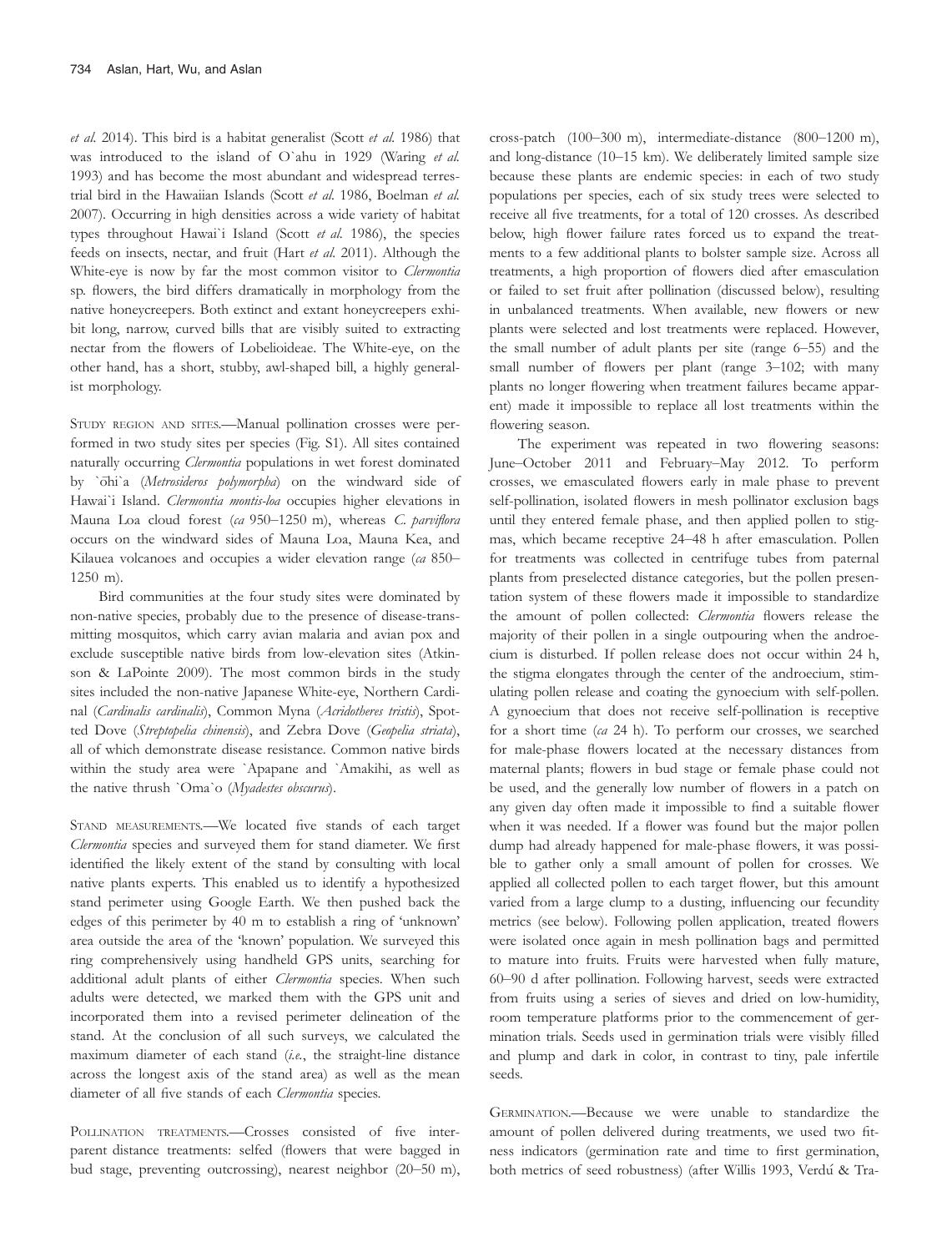*et al.* 2014). This bird is a habitat generalist (Scott *et al.* 1986) that was introduced to the island of O`ahu in 1929 (Waring *et al.* 1993) and has become the most abundant and widespread terrestrial bird in the Hawaiian Islands (Scott *et al.* 1986, Boelman *et al.* 2007). Occurring in high densities across a wide variety of habitat types throughout Hawai`i Island (Scott *et al.* 1986), the species feeds on insects, nectar, and fruit (Hart *et al.* 2011). Although the White-eye is now by far the most common visitor to *Clermontia* sp. flowers, the bird differs dramatically in morphology from the native honeycreepers. Both extinct and extant honeycreepers exhibit long, narrow, curved bills that are visibly suited to extracting nectar from the flowers of Lobelioideae. The White-eye, on the other hand, has a short, stubby, awl-shaped bill, a highly generalist morphology.

STUDY REGION AND SITES.—Manual pollination crosses were performed in two study sites per species (Fig. S1). All sites contained naturally occurring *Clermontia* populations in wet forest dominated by `ōhi`a (*Metrosideros polymorpha*) on the windward side of Hawai`i Island. *Clermontia montis-loa* occupies higher elevations in Mauna Loa cloud forest (*ca* 950–1250 m), whereas *C. parviflora* occurs on the windward sides of Mauna Loa, Mauna Kea, and Kilauea volcanoes and occupies a wider elevation range (*ca* 850–1250 m).

Bird communities at the four study sites were dominated by non-native species, probably due to the presence of disease-transmitting mosquitos, which carry avian malaria and avian pox and exclude susceptible native birds from low-elevation sites (Atkinson & LaPointe 2009). The most common birds in the study sites included the non-native Japanese White-eye, Northern Cardinal (*Cardinalis cardinalis*), Common Myna (*Acridotheres tristis*), Spotted Dove (*Streptopelia chinensis*), and Zebra Dove (*Geopelia striata*), all of which demonstrate disease resistance. Common native birds within the study area were `Apapane and `Amakihi, as well as the native thrush `Oma`o (*Myadestes obscurus*).

STAND MEASUREMENTS.—We located five stands of each target *Clermontia* species and surveyed them for stand diameter. We first identified the likely extent of the stand by consulting with local native plants experts. This enabled us to identify a hypothesized stand perimeter using Google Earth. We then pushed back the edges of this perimeter by 40 m to establish a ring of 'unknown' area outside the area of the 'known' population. We surveyed this ring comprehensively using handheld GPS units, searching for additional adult plants of either *Clermontia* species. When such adults were detected, we marked them with the GPS unit and incorporated them into a revised perimeter delineation of the stand. At the conclusion of all such surveys, we calculated the maximum diameter of each stand (*i.e.*, the straight-line distance across the longest axis of the stand area) as well as the mean diameter of all five stands of each *Clermontia* species.

POLLINATION TREATMENTS.—Crosses consisted of five inter-parent distance treatments: selfed (flowers that were bagged in bud stage, preventing outcrossing), nearest neighbor (20–50 m), cross-patch (100–300 m), intermediate-distance (800–1200 m), and long-distance (10–15 km). We deliberately limited sample size because these plants are endemic species: in each of two study populations per species, each of six study trees were selected to receive all five treatments, for a total of 120 crosses. As described below, high flower failure rates forced us to expand the treatments to a few additional plants to bolster sample size. Across all treatments, a high proportion of flowers died after emasculation or failed to set fruit after pollination (discussed below), resulting in unbalanced treatments. When available, new flowers or new plants were selected and lost treatments were replaced. However, the small number of adult plants per site (range 6–55) and the small number of flowers per plant (range 3–102; with many plants no longer flowering when treatment failures became apparent) made it impossible to replace all lost treatments within the flowering season.

The experiment was repeated in two flowering seasons: June–October 2011 and February–May 2012. To perform crosses, we emasculated flowers early in male phase to prevent self-pollination, isolated flowers in mesh pollinator exclusion bags until they entered female phase, and then applied pollen to stigmas, which became receptive 24–48 h after emasculation. Pollen for treatments was collected in centrifuge tubes from paternal plants from preselected distance categories, but the pollen presentation system of these flowers made it impossible to standardize the amount of pollen collected: *Clermontia* flowers release the majority of their pollen in a single outpouring when the androecium is disturbed. If pollen release does not occur within 24 h, the stigma elongates through the center of the androecium, stimulating pollen release and coating the gynoecium with self-pollen. A gynoecium that does not receive self-pollination is receptive for a short time (*ca* 24 h). To perform our crosses, we searched for male-phase flowers located at the necessary distances from maternal plants; flowers in bud stage or female phase could not be used, and the generally low number of flowers in a patch on any given day often made it impossible to find a suitable flower when it was needed. If a flower was found but the major pollen dump had already happened for male-phase flowers, it was possible to gather only a small amount of pollen for crosses. We applied all collected pollen to each target flower, but this amount varied from a large clump to a dusting, influencing our fecundity metrics (see below). Following pollen application, treated flowers were isolated once again in mesh pollination bags and permitted to mature into fruits. Fruits were harvested when fully mature, 60–90 d after pollination. Following harvest, seeds were extracted from fruits using a series of sieves and dried on low-humidity, room temperature platforms prior to the commencement of germination trials. Seeds used in germination trials were visibly filled and plump and dark in color, in contrast to tiny, pale infertile seeds.

GERMINATION.—Because we were unable to standardize the amount of pollen delivered during treatments, we used two fitness indicators (germination rate and time to first germination, both metrics of seed robustness) (after Willis 1993, Verdú & Tra-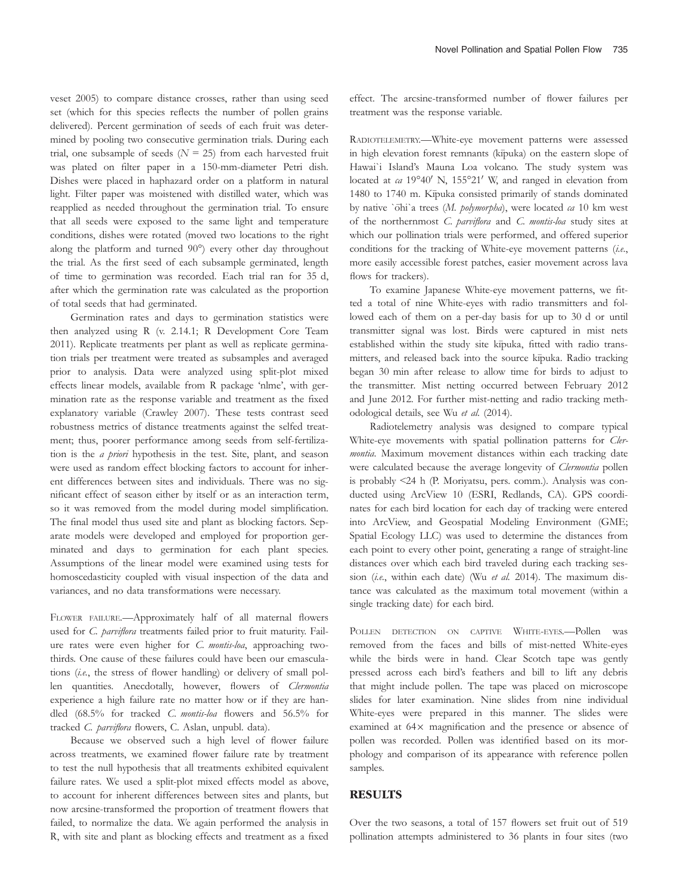veset 2005) to compare distance crosses, rather than using seed set (which for this species reflects the number of pollen grains delivered). Percent germination of seeds of each fruit was determined by pooling two consecutive germination trials. During each trial, one subsample of seeds ($N = 25$) from each harvested fruit was plated on filter paper in a 150-mm-diameter Petri dish. Dishes were placed in haphazard order on a platform in natural light. Filter paper was moistened with distilled water, which was reapplied as needed throughout the germination trial. To ensure that all seeds were exposed to the same light and temperature conditions, dishes were rotated (moved two locations to the right along the platform and turned 90°) every other day throughout the trial. As the first seed of each subsample germinated, length of time to germination was recorded. Each trial ran for 35 d, after which the germination rate was calculated as the proportion of total seeds that had germinated.

Germination rates and days to germination statistics were then analyzed using R (v. 2.14.1; R Development Core Team 2011). Replicate treatments per plant as well as replicate germination trials per treatment were treated as subsamples and averaged prior to analysis. Data were analyzed using split-plot mixed effects linear models, available from R package 'nlme', with germination rate as the response variable and treatment as the fixed explanatory variable (Crawley 2007). These tests contrast seed robustness metrics of distance treatments against the selfed treatment; thus, poorer performance among seeds from self-fertilization is the *a priori* hypothesis in the test. Site, plant, and season were used as random effect blocking factors to account for inherent differences between sites and individuals. There was no significant effect of season either by itself or as an interaction term, so it was removed from the model during model simplification. The final model thus used site and plant as blocking factors. Separate models were developed and employed for proportion germinated and days to germination for each plant species. Assumptions of the linear model were examined using tests for homoscedasticity coupled with visual inspection of the data and variances, and no data transformations were necessary.

Flower failure.—Approximately half of all maternal flowers used for *C. parviflora* treatments failed prior to fruit maturity. Failure rates were even higher for *C. montis-loa*, approaching two-thirds. One cause of these failures could have been our emasculations (*i.e.*, the stress of flower handling) or delivery of small pollen quantities. Anecdotally, however, flowers of *Clermontia* experience a high failure rate no matter how or if they are handled (68.5% for tracked *C. montis-loa* flowers and 56.5% for tracked *C. parviflora* flowers, C. Aslan, unpubl. data).

Because we observed such a high level of flower failure across treatments, we examined flower failure rate by treatment to test the null hypothesis that all treatments exhibited equivalent failure rates. We used a split-plot mixed effects model as above, to account for inherent differences between sites and plants, but now arcsine-transformed the proportion of treatment flowers that failed, to normalize the data. We again performed the analysis in R, with site and plant as blocking effects and treatment as a fixed effect. The arcsine-transformed number of flower failures per treatment was the response variable.

Radiotelemetry.—White-eye movement patterns were assessed in high elevation forest remnants (kīpuka) on the eastern slope of Hawai`i Island's Mauna Loa volcano. The study system was located at *ca* 19°40′ N, 155°21′ W, and ranged in elevation from 1480 to 1740 m. Kīpuka consisted primarily of stands dominated by native `ōhi`a trees (*M. polymorpha*), were located *ca* 10 km west of the northernmost *C. parviflora* and *C. montis-loa* study sites at which our pollination trials were performed, and offered superior conditions for the tracking of White-eye movement patterns (*i.e.*, more easily accessible forest patches, easier movement across lava flows for trackers).

To examine Japanese White-eye movement patterns, we fitted a total of nine White-eyes with radio transmitters and followed each of them on a per-day basis for up to 30 d or until transmitter signal was lost. Birds were captured in mist nets established within the study site kīpuka, fitted with radio transmitters, and released back into the source kīpuka. Radio tracking began 30 min after release to allow time for birds to adjust to the transmitter. Mist netting occurred between February 2012 and June 2012. For further mist-netting and radio tracking methodological details, see Wu *et al.* (2014).

Radiotelemetry analysis was designed to compare typical White-eye movements with spatial pollination patterns for *Clermontia*. Maximum movement distances within each tracking date were calculated because the average longevity of *Clermontia* pollen is probably <24 h (P. Moriyatsu, pers. comm.). Analysis was conducted using ArcView 10 (ESRI, Redlands, CA). GPS coordinates for each bird location for each day of tracking were entered into ArcView, and Geospatial Modeling Environment (GME; Spatial Ecology LLC) was used to determine the distances from each point to every other point, generating a range of straight-line distances over which each bird traveled during each tracking session (*i.e.*, within each date) (Wu *et al.* 2014). The maximum distance was calculated as the maximum total movement (within a single tracking date) for each bird.

Pollen detection on captive White-eyes.—Pollen was removed from the faces and bills of mist-netted White-eyes while the birds were in hand. Clear Scotch tape was gently pressed across each bird's feathers and bill to lift any debris that might include pollen. The tape was placed on microscope slides for later examination. Nine slides from nine individual White-eyes were prepared in this manner. The slides were examined at 64× magnification and the presence or absence of pollen was recorded. Pollen was identified based on its morphology and comparison of its appearance with reference pollen samples.

## RESULTS

Over the two seasons, a total of 157 flowers set fruit out of 519 pollination attempts administered to 36 plants in four sites (two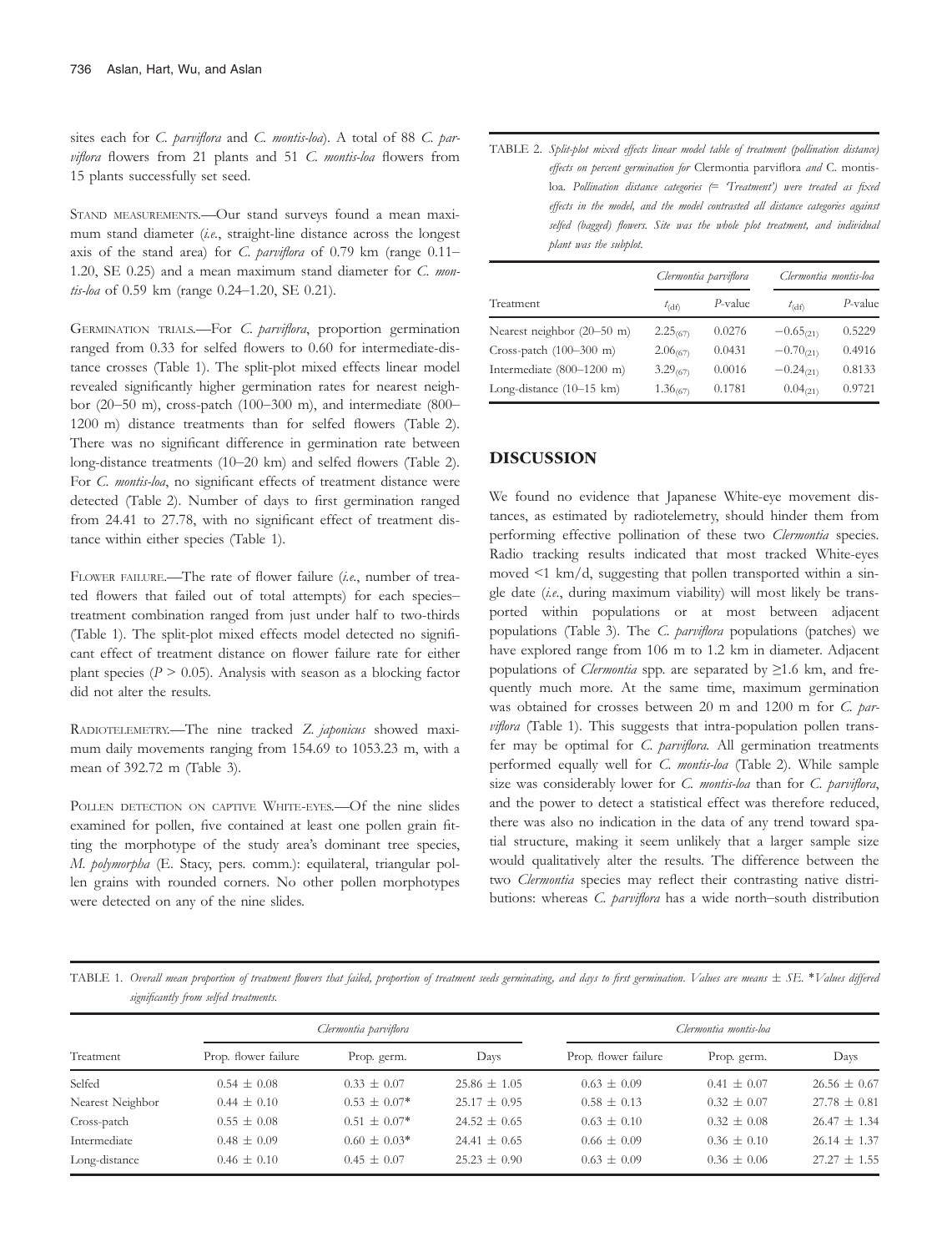sites each for *C. parviflora* and *C. montis-loa*). A total of 88 *C. parviflora* flowers from 21 plants and 51 *C. montis-loa* flowers from 15 plants successfully set seed.

STAND MEASUREMENTS.—Our stand surveys found a mean maximum stand diameter (*i.e.*, straight-line distance across the longest axis of the stand area) for *C. parviflora* of 0.79 km (range 0.11–1.20, SE 0.25) and a mean maximum stand diameter for *C. montis-loa* of 0.59 km (range 0.24–1.20, SE 0.21).

GERMINATION TRIALS.—For *C. parviflora*, proportion germination ranged from 0.33 for selfed flowers to 0.60 for intermediate-distance crosses (Table 1). The split-plot mixed effects linear model revealed significantly higher germination rates for nearest neighbor (20–50 m), cross-patch (100–300 m), and intermediate (800–1200 m) distance treatments than for selfed flowers (Table 2). There was no significant difference in germination rate between long-distance treatments (10–20 km) and selfed flowers (Table 2). For *C. montis-loa*, no significant effects of treatment distance were detected (Table 2). Number of days to first germination ranged from 24.41 to 27.78, with no significant effect of treatment distance within either species (Table 1).

FLOWER FAILURE.—The rate of flower failure (*i.e.*, number of treated flowers that failed out of total attempts) for each species–treatment combination ranged from just under half to two-thirds (Table 1). The split-plot mixed effects model detected no significant effect of treatment distance on flower failure rate for either plant species ($P > 0.05$). Analysis with season as a blocking factor did not alter the results.

RADIOTELEMETRY.—The nine tracked *Z. japonicus* showed maximum daily movements ranging from 154.69 to 1053.23 m, with a mean of 392.72 m (Table 3).

POLLEN DETECTION ON CAPTIVE WHITE-EYES.—Of the nine slides examined for pollen, five contained at least one pollen grain fitting the morphotype of the study area's dominant tree species, *M. polymorpha* (E. Stacy, pers. comm.): equilateral, triangular pollen grains with rounded corners. No other pollen morphotypes were detected on any of the nine slides.

TABLE 2. *Split-plot mixed effects linear model table of treatment (pollination distance) effects on percent germination for* Clermontia parviflora *and* C. montis-loa. *Pollination distance categories (= 'Treatment') were treated as fixed effects in the model, and the model contrasted all distance categories against selfed (bagged) flowers. Site was the whole plot treatment, and individual plant was the subplot.*

| | *Clermontia parviflora* | | *Clermontia montis-loa* | |
|---|---|---|---|---|
| Treatment | $t_{(\mathrm{df})}$ | *P*-value | $t_{(\mathrm{df})}$ | *P*-value |
| Nearest neighbor (20–50 m) | $2.25_{(67)}$ | 0.0276 | $-0.65_{(21)}$ | 0.5229 |
| Cross-patch (100–300 m) | $2.06_{(67)}$ | 0.0431 | $-0.70_{(21)}$ | 0.4916 |
| Intermediate (800–1200 m) | $3.29_{(67)}$ | 0.0016 | $-0.24_{(21)}$ | 0.8133 |
| Long-distance (10–15 km) | $1.36_{(67)}$ | 0.1781 | $0.04_{(21)}$ | 0.9721 |

## DISCUSSION

We found no evidence that Japanese White-eye movement distances, as estimated by radiotelemetry, should hinder them from performing effective pollination of these two *Clermontia* species. Radio tracking results indicated that most tracked White-eyes moved <1 km/d, suggesting that pollen transported within a single date (*i.e.*, during maximum viability) will most likely be transported within populations or at most between adjacent populations (Table 3). The *C. parviflora* populations (patches) we have explored range from 106 m to 1.2 km in diameter. Adjacent populations of *Clermontia* spp. are separated by ≥1.6 km, and frequently much more. At the same time, maximum germination was obtained for crosses between 20 m and 1200 m for *C. parviflora* (Table 1). This suggests that intra-population pollen transfer may be optimal for *C. parviflora*. All germination treatments performed equally well for *C. montis-loa* (Table 2). While sample size was considerably lower for *C. montis-loa* than for *C. parviflora*, and the power to detect a statistical effect was therefore reduced, there was also no indication in the data of any trend toward spatial structure, making it seem unlikely that a larger sample size would qualitatively alter the results. The difference between the two *Clermontia* species may reflect their contrasting native distributions: whereas *C. parviflora* has a wide north–south distribution

TABLE 1. *Overall mean proportion of treatment flowers that failed, proportion of treatment seeds germinating, and days to first germination. Values are means ± SE. \*Values differed significantly from selfed treatments.*

| | *Clermontia parviflora* | | | *Clermontia montis-loa* | | |
|---|---|---|---|---|---|---|
| Treatment | Prop. flower failure | Prop. germ. | Days | Prop. flower failure | Prop. germ. | Days |
| Selfed | 0.54 ± 0.08 | 0.33 ± 0.07 | 25.86 ± 1.05 | 0.63 ± 0.09 | 0.41 ± 0.07 | 26.56 ± 0.67 |
| Nearest Neighbor | 0.44 ± 0.10 | 0.53 ± 0.07* | 25.17 ± 0.95 | 0.58 ± 0.13 | 0.32 ± 0.07 | 27.78 ± 0.81 |
| Cross-patch | 0.55 ± 0.08 | 0.51 ± 0.07* | 24.52 ± 0.65 | 0.63 ± 0.10 | 0.32 ± 0.08 | 26.47 ± 1.34 |
| Intermediate | 0.48 ± 0.09 | 0.60 ± 0.03* | 24.41 ± 0.65 | 0.66 ± 0.09 | 0.36 ± 0.10 | 26.14 ± 1.37 |
| Long-distance | 0.46 ± 0.10 | 0.45 ± 0.07 | 25.23 ± 0.90 | 0.63 ± 0.09 | 0.36 ± 0.06 | 27.27 ± 1.55 |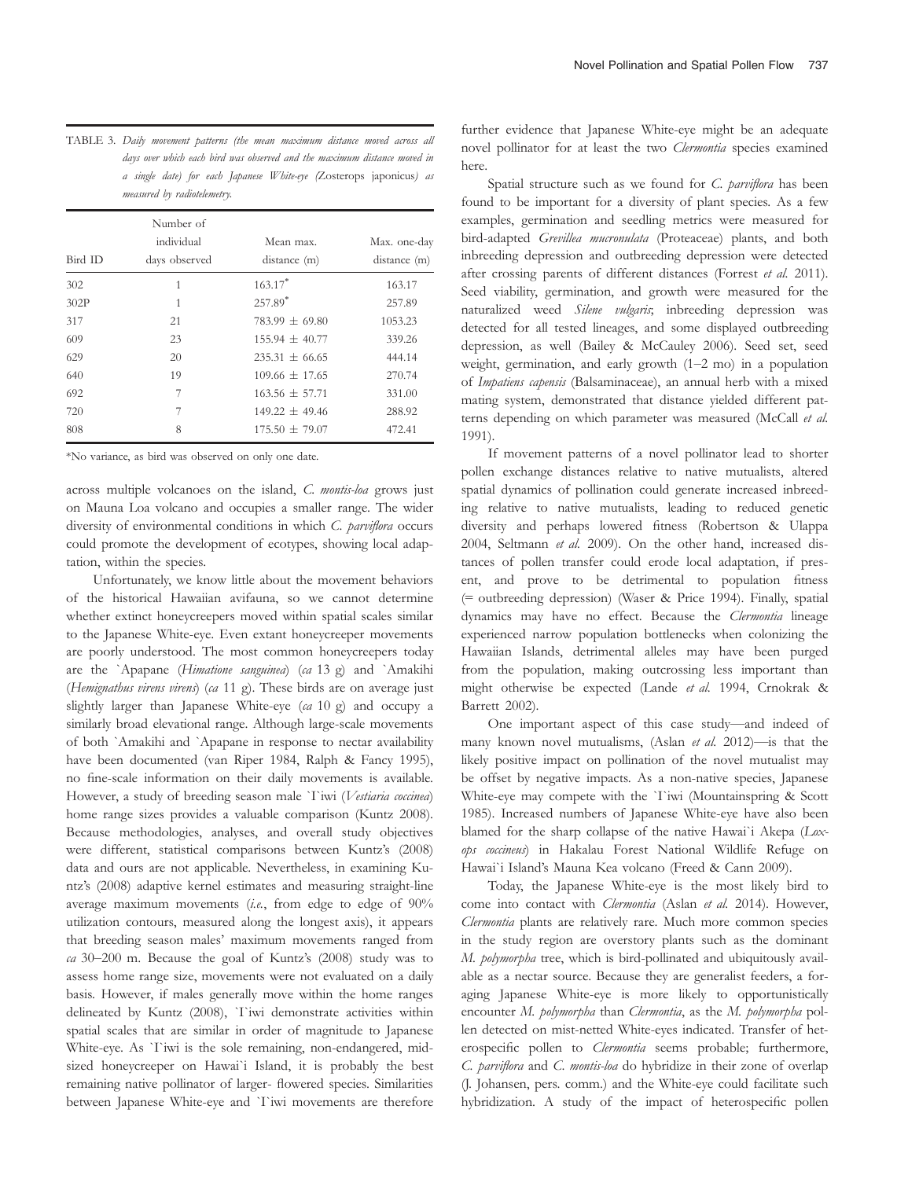TABLE 3. *Daily movement patterns (the mean maximum distance moved across all days over which each bird was observed and the maximum distance moved in a single date) for each Japanese White-eye (*Zosterops japonicus*) as measured by radiotelemetry.*

| Bird ID | Number of individual days observed | Mean max. distance (m) | Max. one-day distance (m) |
|---|---|---|---|
| 302 | 1 | 163.17* | 163.17 |
| 302P | 1 | 257.89* | 257.89 |
| 317 | 21 | 783.99 ± 69.80 | 1053.23 |
| 609 | 23 | 155.94 ± 40.77 | 339.26 |
| 629 | 20 | 235.31 ± 66.65 | 444.14 |
| 640 | 19 | 109.66 ± 17.65 | 270.74 |
| 692 | 7 | 163.56 ± 57.71 | 331.00 |
| 720 | 7 | 149.22 ± 49.46 | 288.92 |
| 808 | 8 | 175.50 ± 79.07 | 472.41 |

*No variance, as bird was observed on only one date.

across multiple volcanoes on the island, *C. montis-loa* grows just on Mauna Loa volcano and occupies a smaller range. The wider diversity of environmental conditions in which *C. parviflora* occurs could promote the development of ecotypes, showing local adaptation, within the species.

Unfortunately, we know little about the movement behaviors of the historical Hawaiian avifauna, so we cannot determine whether extinct honeycreepers moved within spatial scales similar to the Japanese White-eye. Even extant honeycreeper movements are poorly understood. The most common honeycreepers today are the `Apapane (*Himatione sanguinea*) (*ca* 13 g) and `Amakihi (*Hemignathus virens virens*) (*ca* 11 g). These birds are on average just slightly larger than Japanese White-eye (*ca* 10 g) and occupy a similarly broad elevational range. Although large-scale movements of both `Amakihi and `Apapane in response to nectar availability have been documented (van Riper 1984, Ralph & Fancy 1995), no fine-scale information on their daily movements is available. However, a study of breeding season male `I`iwi (*Vestiaria coccinea*) home range sizes provides a valuable comparison (Kuntz 2008). Because methodologies, analyses, and overall study objectives were different, statistical comparisons between Kuntz's (2008) data and ours are not applicable. Nevertheless, in examining Kuntz's (2008) adaptive kernel estimates and measuring straight-line average maximum movements (*i.e.*, from edge to edge of 90% utilization contours, measured along the longest axis), it appears that breeding season males' maximum movements ranged from *ca* 30–200 m. Because the goal of Kuntz's (2008) study was to assess home range size, movements were not evaluated on a daily basis. However, if males generally move within the home ranges delineated by Kuntz (2008), `I`iwi demonstrate activities within spatial scales that are similar in order of magnitude to Japanese White-eye. As `I`iwi is the sole remaining, non-endangered, mid-sized honeycreeper on Hawai`i Island, it is probably the best remaining native pollinator of larger- flowered species. Similarities between Japanese White-eye and `I`iwi movements are therefore further evidence that Japanese White-eye might be an adequate novel pollinator for at least the two *Clermontia* species examined here.

Spatial structure such as we found for *C. parviflora* has been found to be important for a diversity of plant species. As a few examples, germination and seedling metrics were measured for bird-adapted *Grevillea mucronulata* (Proteaceae) plants, and both inbreeding depression and outbreeding depression were detected after crossing parents of different distances (Forrest *et al.* 2011). Seed viability, germination, and growth were measured for the naturalized weed *Silene vulgaris*; inbreeding depression was detected for all tested lineages, and some displayed outbreeding depression, as well (Bailey & McCauley 2006). Seed set, seed weight, germination, and early growth (1–2 mo) in a population of *Impatiens capensis* (Balsaminaceae), an annual herb with a mixed mating system, demonstrated that distance yielded different patterns depending on which parameter was measured (McCall *et al.* 1991).

If movement patterns of a novel pollinator lead to shorter pollen exchange distances relative to native mutualists, altered spatial dynamics of pollination could generate increased inbreeding relative to native mutualists, leading to reduced genetic diversity and perhaps lowered fitness (Robertson & Ulappa 2004, Seltmann *et al.* 2009). On the other hand, increased distances of pollen transfer could erode local adaptation, if present, and prove to be detrimental to population fitness (= outbreeding depression) (Waser & Price 1994). Finally, spatial dynamics may have no effect. Because the *Clermontia* lineage experienced narrow population bottlenecks when colonizing the Hawaiian Islands, detrimental alleles may have been purged from the population, making outcrossing less important than might otherwise be expected (Lande *et al.* 1994, Crnokrak & Barrett 2002).

One important aspect of this case study—and indeed of many known novel mutualisms, (Aslan *et al.* 2012)—is that the likely positive impact on pollination of the novel mutualist may be offset by negative impacts. As a non-native species, Japanese White-eye may compete with the `I`iwi (Mountainspring & Scott 1985). Increased numbers of Japanese White-eye have also been blamed for the sharp collapse of the native Hawai`i Akepa (*Loxops coccineus*) in Hakalau Forest National Wildlife Refuge on Hawai`i Island's Mauna Kea volcano (Freed & Cann 2009).

Today, the Japanese White-eye is the most likely bird to come into contact with *Clermontia* (Aslan *et al.* 2014). However, *Clermontia* plants are relatively rare. Much more common species in the study region are overstory plants such as the dominant *M. polymorpha* tree, which is bird-pollinated and ubiquitously available as a nectar source. Because they are generalist feeders, a foraging Japanese White-eye is more likely to opportunistically encounter *M. polymorpha* than *Clermontia*, as the *M. polymorpha* pollen detected on mist-netted White-eyes indicated. Transfer of heterospecific pollen to *Clermontia* seems probable; furthermore, *C. parviflora* and *C. montis-loa* do hybridize in their zone of overlap (J. Johansen, pers. comm.) and the White-eye could facilitate such hybridization. A study of the impact of heterospecific pollen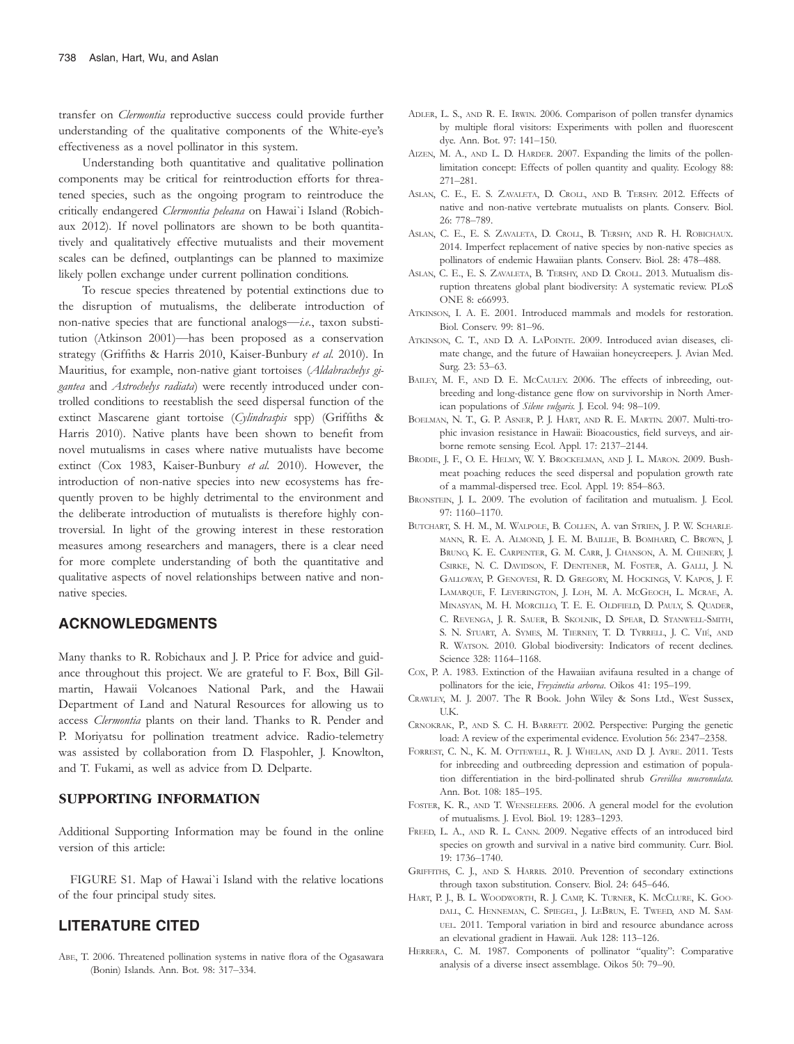transfer on *Clermontia* reproductive success could provide further understanding of the qualitative components of the White-eye's effectiveness as a novel pollinator in this system.

Understanding both quantitative and qualitative pollination components may be critical for reintroduction efforts for threatened species, such as the ongoing program to reintroduce the critically endangered *Clermontia peleana* on Hawai`i Island (Robichaux 2012). If novel pollinators are shown to be both quantitatively and qualitatively effective mutualists and their movement scales can be defined, outplantings can be planned to maximize likely pollen exchange under current pollination conditions.

To rescue species threatened by potential extinctions due to the disruption of mutualisms, the deliberate introduction of non-native species that are functional analogs—*i.e.*, taxon substitution (Atkinson 2001)—has been proposed as a conservation strategy (Griffiths & Harris 2010, Kaiser-Bunbury *et al.* 2010). In Mauritius, for example, non-native giant tortoises (*Aldabrachelys gigantea* and *Astrochelys radiata*) were recently introduced under controlled conditions to reestablish the seed dispersal function of the extinct Mascarene giant tortoise (*Cylindraspis* spp) (Griffiths & Harris 2010). Native plants have been shown to benefit from novel mutualisms in cases where native mutualists have become extinct (Cox 1983, Kaiser-Bunbury *et al.* 2010). However, the introduction of non-native species into new ecosystems has frequently proven to be highly detrimental to the environment and the deliberate introduction of mutualists is therefore highly controversial. In light of the growing interest in these restoration measures among researchers and managers, there is a clear need for more complete understanding of both the quantitative and qualitative aspects of novel relationships between native and non-native species.

## ACKNOWLEDGMENTS

Many thanks to R. Robichaux and J. P. Price for advice and guidance throughout this project. We are grateful to F. Box, Bill Gilmartin, Hawaii Volcanoes National Park, and the Hawaii Department of Land and Natural Resources for allowing us to access *Clermontia* plants on their land. Thanks to R. Pender and P. Moriyatsu for pollination treatment advice. Radio-telemetry was assisted by collaboration from D. Flaspohler, J. Knowlton, and T. Fukami, as well as advice from D. Delparte.

## SUPPORTING INFORMATION

Additional Supporting Information may be found in the online version of this article:

FIGURE S1. Map of Hawai`i Island with the relative locations of the four principal study sites.

## LITERATURE CITED

Abe, T. 2006. Threatened pollination systems in native flora of the Ogasawara (Bonin) Islands. Ann. Bot. 98: 317–334.

Adler, L. S., and R. E. Irwin. 2006. Comparison of pollen transfer dynamics by multiple floral visitors: Experiments with pollen and fluorescent dye. Ann. Bot. 97: 141–150.

Aizen, M. A., and L. D. Harder. 2007. Expanding the limits of the pollen-limitation concept: Effects of pollen quantity and quality. Ecology 88: 271–281.

Aslan, C. E., E. S. Zavaleta, D. Croll, and B. Tershy. 2012. Effects of native and non-native vertebrate mutualists on plants. Conserv. Biol. 26: 778–789.

Aslan, C. E., E. S. Zavaleta, D. Croll, B. Tershy, and R. H. Robichaux. 2014. Imperfect replacement of native species by non-native species as pollinators of endemic Hawaiian plants. Conserv. Biol. 28: 478–488.

Aslan, C. E., E. S. Zavaleta, B. Tershy, and D. Croll. 2013. Mutualism disruption threatens global plant biodiversity: A systematic review. PLoS ONE 8: e66993.

Atkinson, I. A. E. 2001. Introduced mammals and models for restoration. Biol. Conserv. 99: 81–96.

Atkinson, C. T., and D. A. LaPointe. 2009. Introduced avian diseases, climate change, and the future of Hawaiian honeycreepers. J. Avian Med. Surg. 23: 53–63.

Bailey, M. F., and D. E. McCauley. 2006. The effects of inbreeding, outbreeding and long-distance gene flow on survivorship in North American populations of *Silene vulgaris*. J. Ecol. 94: 98–109.

Boelman, N. T., G. P. Asner, P. J. Hart, and R. E. Martin. 2007. Multi-trophic invasion resistance in Hawaii: Bioacoustics, field surveys, and airborne remote sensing. Ecol. Appl. 17: 2137–2144.

Brodie, J. F., O. E. Helmy, W. Y. Brockelman, and J. L. Maron. 2009. Bushmeat poaching reduces the seed dispersal and population growth rate of a mammal-dispersed tree. Ecol. Appl. 19: 854–863.

Bronstein, J. L. 2009. The evolution of facilitation and mutualism. J. Ecol. 97: 1160–1170.

Butchart, S. H. M., M. Walpole, B. Collen, A. van Strien, J. P. W. Scharlemann, R. E. A. Almond, J. E. M. Baillie, B. Bomhard, C. Brown, J. Bruno, K. E. Carpenter, G. M. Carr, J. Chanson, A. M. Chenery, J. Csirke, N. C. Davidson, F. Dentener, M. Foster, A. Galli, J. N. Galloway, P. Genovesi, R. D. Gregory, M. Hockings, V. Kapos, J. F. Lamarque, F. Leverington, J. Loh, M. A. McGeoch, L. McRae, A. Minasyan, M. H. Morcillo, T. E. E. Oldfield, D. Pauly, S. Quader, C. Revenga, J. R. Sauer, B. Skolnik, D. Spear, D. Stanwell-Smith, S. N. Stuart, A. Symes, M. Tierney, T. D. Tyrrell, J. C. Vié, and R. Watson. 2010. Global biodiversity: Indicators of recent declines. Science 328: 1164–1168.

Cox, P. A. 1983. Extinction of the Hawaiian avifauna resulted in a change of pollinators for the ieie, *Freycinetia arborea*. Oikos 41: 195–199.

Crawley, M. J. 2007. The R Book. John Wiley & Sons Ltd., West Sussex, U.K.

Crnokrak, P., and S. C. H. Barrett. 2002. Perspective: Purging the genetic load: A review of the experimental evidence. Evolution 56: 2347–2358.

Forrest, C. N., K. M. Ottewell, R. J. Whelan, and D. J. Ayre. 2011. Tests for inbreeding and outbreeding depression and estimation of population differentiation in the bird-pollinated shrub *Grevillea mucronulata*. Ann. Bot. 108: 185–195.

Foster, K. R., and T. Wenseleers. 2006. A general model for the evolution of mutualisms. J. Evol. Biol. 19: 1283–1293.

Freed, L. A., and R. L. Cann. 2009. Negative effects of an introduced bird species on growth and survival in a native bird community. Curr. Biol. 19: 1736–1740.

Griffiths, C. J., and S. Harris. 2010. Prevention of secondary extinctions through taxon substitution. Conserv. Biol. 24: 645–646.

Hart, P. J., B. L. Woodworth, R. J. Camp, K. Turner, K. McClure, K. Goodall, C. Henneman, C. Spiegel, J. LeBrun, E. Tweed, and M. Samuel. 2011. Temporal variation in bird and resource abundance across an elevational gradient in Hawaii. Auk 128: 113–126.

Herrera, C. M. 1987. Components of pollinator "quality": Comparative analysis of a diverse insect assemblage. Oikos 50: 79–90.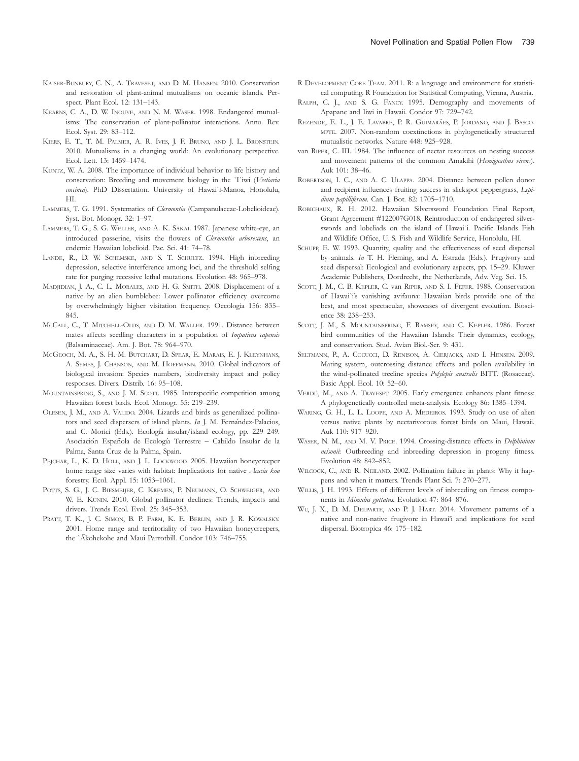KAISER-BUNBURY, C. N., A. TRAVESET, AND D. M. HANSEN. 2010. Conservation and restoration of plant-animal mutualisms on oceanic islands. Perspect. Plant Ecol. 12: 131–143.

KEARNS, C. A., D. W. INOUYE, AND N. M. WASER. 1998. Endangered mutualisms: The conservation of plant-pollinator interactions. Annu. Rev. Ecol. Syst. 29: 83–112.

KIERS, E. T., T. M. PALMER, A. R. IVES, J. F. BRUNO, AND J. L. BRONSTEIN. 2010. Mutualisms in a changing world: An evolutionary perspective. Ecol. Lett. 13: 1459–1474.

KUNTZ, W. A. 2008. The importance of individual behavior to life history and conservation: Breeding and movement biology in the `I`iwi (*Vestiaria coccinea*). PhD Dissertation. University of Hawai`i-Manoa, Honolulu, HI.

LAMMERS, T. G. 1991. Systematics of *Clermontia* (Campanulaceae-Lobelioideae). Syst. Bot. Monogr. 32: 1–97.

LAMMERS, T. G., S. G. WELLER, AND A. K. SAKAI. 1987. Japanese white-eye, an introduced passerine, visits the flowers of *Clermontia arborescens*, an endemic Hawaiian lobelioid. Pac. Sci. 41: 74–78.

LANDE, R., D. W. SCHEMSKE, AND S. T. SCHULTZ. 1994. High inbreeding depression, selective interference among loci, and the threshold selfing rate for purging recessive lethal mutations. Evolution 48: 965–978.

MADJIDIAN, J. A., C. L. MORALES, AND H. G. SMITH. 2008. Displacement of a native by an alien bumblebee: Lower pollinator efficiency overcome by overwhelmingly higher visitation frequency. Oecologia 156: 835–845.

MCCALL, C., T. MITCHELL-OLDS, AND D. M. WALLER. 1991. Distance between mates affects seedling characters in a population of *Impatiens capensis* (Balsaminaceae). Am. J. Bot. 78: 964–970.

MCGEOCH, M. A., S. H. M. BUTCHART, D. SPEAR, E. MARAIS, E. J. KLEYNHANS, A. SYMES, J. CHANSON, AND M. HOFFMANN. 2010. Global indicators of biological invasion: Species numbers, biodiversity impact and policy responses. Divers. Distrib. 16: 95–108.

MOUNTAINSPRING, S., AND J. M. SCOTT. 1985. Interspecific competition among Hawaiian forest birds. Ecol. Monogr. 55: 219–239.

OLESEN, J. M., AND A. VALIDO. 2004. Lizards and birds as generalized pollinators and seed dispersers of island plants. *In* J. M. Fernández-Palacios, and C. Morici (Eds.). Ecología insular/island ecology, pp. 229–249. Asociación Española de Ecología Terrestre – Cabildo Insular de la Palma, Santa Cruz de la Palma, Spain.

PEJCHAR, L., K. D. HOLL, AND J. L. LOCKWOOD. 2005. Hawaiian honeycreeper home range size varies with habitat: Implications for native *Acacia koa* forestry. Ecol. Appl. 15: 1053–1061.

POTTS, S. G., J. C. BIESMEIJER, C. KREMEN, P. NEUMANN, O. SCHWEIGER, AND W. E. KUNIN. 2010. Global pollinator declines: Trends, impacts and drivers. Trends Ecol. Evol. 25: 345–353.

PRATT, T. K., J. C. SIMON, B. P. FARM, K. E. BERLIN, AND J. R. KOWALSKY. 2001. Home range and territoriality of two Hawaiian honeycreepers, the `Ākohekohe and Maui Parrotbill. Condor 103: 746–755.

R DEVELOPMENT CORE TEAM. 2011. R: a language and environment for statistical computing. R Foundation for Statistical Computing, Vienna, Austria.

RALPH, C. J., AND S. G. FANCY. 1995. Demography and movements of Apapane and Iiwi in Hawaii. Condor 97: 729–742.

REZENDE, E. L., J. E. LAVABRE, P. R. GUIMARÃES, P. JORDANO, AND J. BASCOMPTE. 2007. Non-random coextinctions in phylogenetically structured mutualistic networks. Nature 448: 925–928.

van RIPER, C. III. 1984. The influence of nectar resources on nesting success and movement patterns of the common Amakihi (*Hemignathus virens*). Auk 101: 38–46.

ROBERTSON, I. C., AND A. C. ULAPPA. 2004. Distance between pollen donor and recipient influences fruiting success in slickspot peppergrass, *Lepidium papilliferum*. Can. J. Bot. 82: 1705–1710.

ROBICHAUX, R. H. 2012. Hawaiian Silversword Foundation Final Report, Grant Agreement #122007G018, Reintroduction of endangered silverswords and lobeliads on the island of Hawai`i. Pacific Islands Fish and Wildlife Office, U. S. Fish and Wildlife Service, Honolulu, HI.

SCHUPP, E. W. 1993. Quantity, quality and the effectiveness of seed dispersal by animals. *In* T. H. Fleming, and A. Estrada (Eds.). Frugivory and seed dispersal: Ecological and evolutionary aspects, pp. 15–29. Kluwer Academic Publishers, Dordrecht, the Netherlands, Adv. Veg. Sci. 15.

SCOTT, J. M., C. B. KEPLER, C. van RIPER, AND S. I. FEFER. 1988. Conservation of Hawai`i's vanishing avifauna: Hawaiian birds provide one of the best, and most spectacular, showcases of divergent evolution. Bioscience 38: 238–253.

SCOTT, J. M., S. MOUNTAINSPRING, F. RAMSEY, AND C. KEPLER. 1986. Forest bird communities of the Hawaiian Islands: Their dynamics, ecology, and conservation. Stud. Avian Biol.-Ser. 9: 431.

SELTMANN, P., A. COCUCCI, D. RENISON, A. CIERJACKS, AND I. HENSEN. 2009. Mating system, outcrossing distance effects and pollen availability in the wind-pollinated treeline species *Polylepis australis* BITT. (Rosaceae). Basic Appl. Ecol. 10: 52–60.

VERDÚ, M., AND A. TRAVESET. 2005. Early emergence enhances plant fitness: A phylogenetically controlled meta-analysis. Ecology 86: 1385–1394.

WARING, G. H., L. L. LOOPE, AND A. MEDEIROS. 1993. Study on use of alien versus native plants by nectarivorous forest birds on Maui, Hawaii. Auk 110: 917–920.

WASER, N. M., AND M. V. PRICE. 1994. Crossing-distance effects in *Delphinium nelsonii*: Outbreeding and inbreeding depression in progeny fitness. Evolution 48: 842–852.

WILCOCK, C., AND R. NEILAND. 2002. Pollination failure in plants: Why it happens and when it matters. Trends Plant Sci. 7: 270–277.

WILLIS, J. H. 1993. Effects of different levels of inbreeding on fitness components in *Mimulus guttatus*. Evolution 47: 864–876.

WU, J. X., D. M. DELPARTE, AND P. J. HART. 2014. Movement patterns of a native and non-native frugivore in Hawai'i and implications for seed dispersal. Biotropica 46: 175–182.